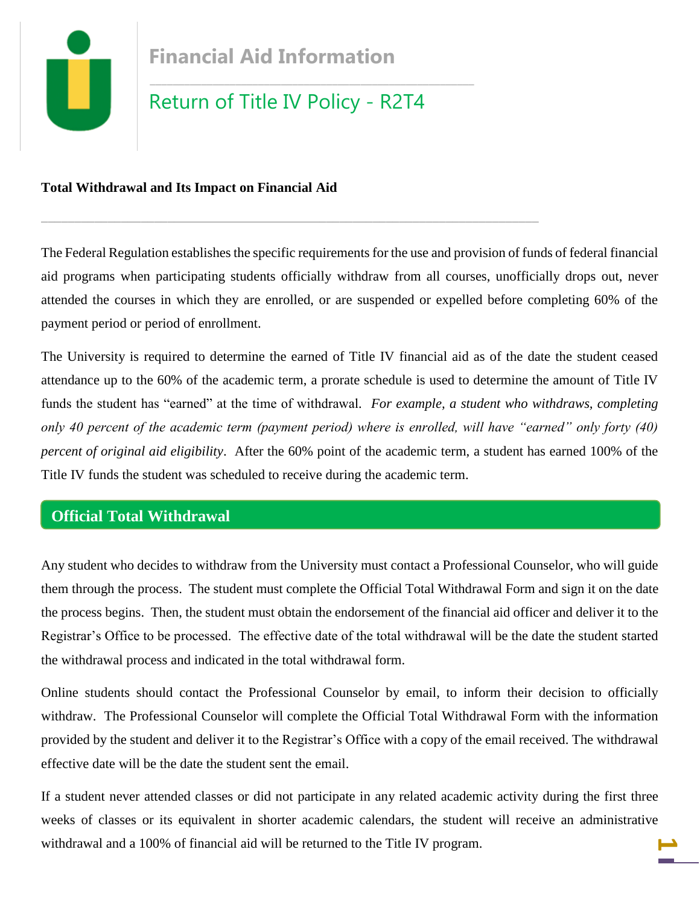# Financial Aid Information

## Return of Title IV Policy - R2T4

**Total Withdrawal and Its Impact on Financial Aid**

---

The Federal Regulation establishes the specific requirements for the use and provision of funds of federal financial aid programs when participating students officially withdraw from all courses, unofficially drops out, never attended the courses in which they are enrolled, or are suspended or expelled before completing 60% of the payment period or period of enrollment.

The University is required to determine the earned of Title IV financial aid as of the date the student ceased attendance up to the 60% of the academic term, a prorate schedule is used to determine the amount of Title IV funds the student has "earned" at the time of withdrawal. *For example, a student who withdraws, completing only 40 percent of the academic term (payment period) where is enrolled, will have "earned" only forty (40) percent of original aid eligibility*. After the 60% point of the academic term, a student has earned 100% of the Title IV funds the student was scheduled to receive during the academic term.

## Official Total Withdrawal

Any student who decides to withdraw from the University must contact a Professional Counselor, who will guide them through the process. The student must complete the Official Total Withdrawal Form and sign it on the date the process begins. Then, the student must obtain the endorsement of the financial aid officer and deliver it to the Registrar's Office to be processed. The effective date of the total withdrawal will be the date the student started the withdrawal process and indicated in the total withdrawal form.

Online students should contact the Professional Counselor by email, to inform their decision to officially withdraw. The Professional Counselor will complete the Official Total Withdrawal Form with the information provided by the student and deliver it to the Registrar's Office with a copy of the email received. The withdrawal effective date will be the date the student sent the email.

If a student never attended classes or did not participate in any related academic activity during the first three weeks of classes or its equivalent in shorter academic calendars, the student will receive an administrative withdrawal and a 100% of financial aid will be returned to the Title IV program.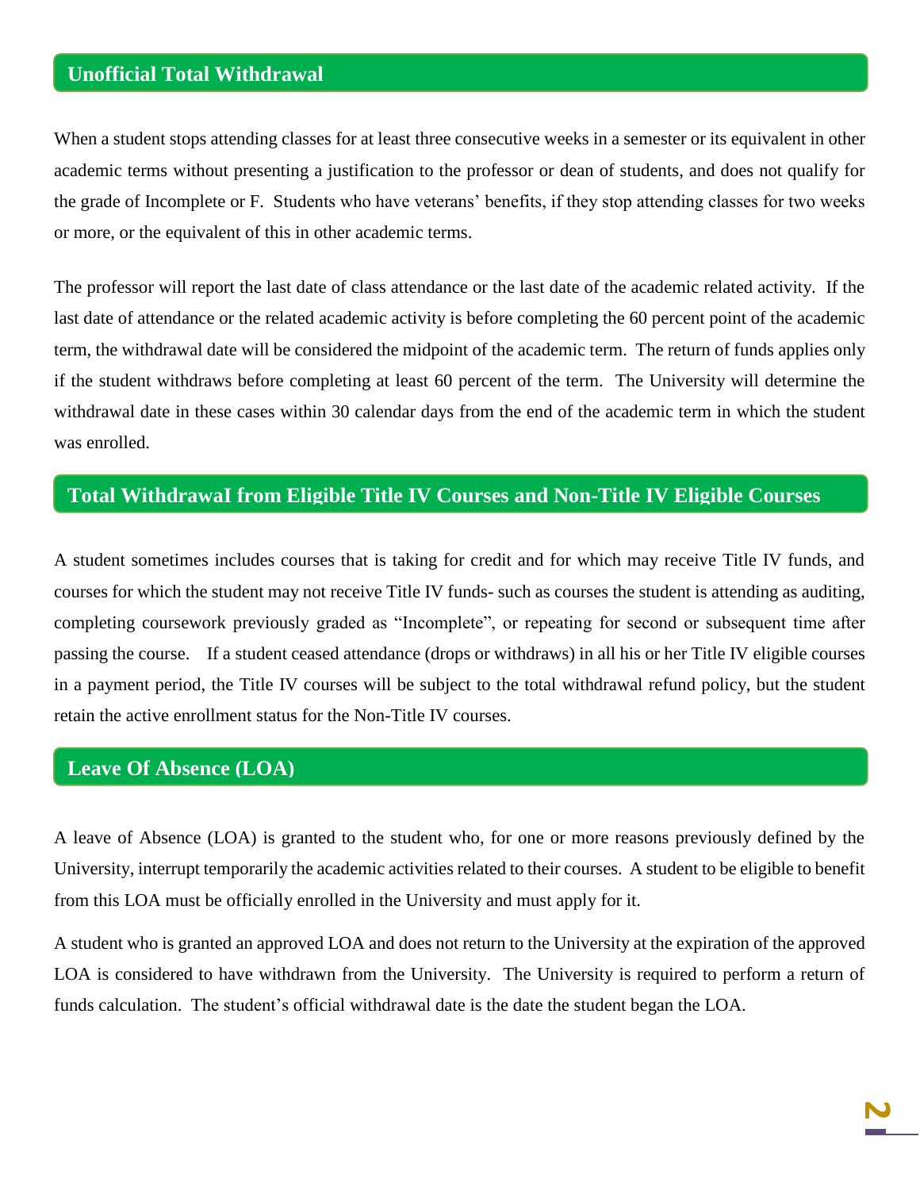## Unofficial Total Withdrawal

When a student stops attending classes for at least three consecutive weeks in a semester or its equivalent in other academic terms without presenting a justification to the professor or dean of students, and does not qualify for the grade of Incomplete or F. Students who have veterans' benefits, if they stop attending classes for two weeks or more, or the equivalent of this in other academic terms.

The professor will report the last date of class attendance or the last date of the academic related activity. If the last date of attendance or the related academic activity is before completing the 60 percent point of the academic term, the withdrawal date will be considered the midpoint of the academic term. The return of funds applies only if the student withdraws before completing at least 60 percent of the term. The University will determine the withdrawal date in these cases within 30 calendar days from the end of the academic term in which the student was enrolled.

## Total WithdrawaI from Eligible Title IV Courses and Non-Title IV Eligible Courses

A student sometimes includes courses that is taking for credit and for which may receive Title IV funds, and courses for which the student may not receive Title IV funds- such as courses the student is attending as auditing, completing coursework previously graded as "Incomplete", or repeating for second or subsequent time after passing the course. If a student ceased attendance (drops or withdraws) in all his or her Title IV eligible courses in a payment period, the Title IV courses will be subject to the total withdrawal refund policy, but the student retain the active enrollment status for the Non-Title IV courses.

## Leave Of Absence (LOA)

A leave of Absence (LOA) is granted to the student who, for one or more reasons previously defined by the University, interrupt temporarily the academic activities related to their courses. A student to be eligible to benefit from this LOA must be officially enrolled in the University and must apply for it.

A student who is granted an approved LOA and does not return to the University at the expiration of the approved LOA is considered to have withdrawn from the University. The University is required to perform a return of funds calculation. The student's official withdrawal date is the date the student began the LOA.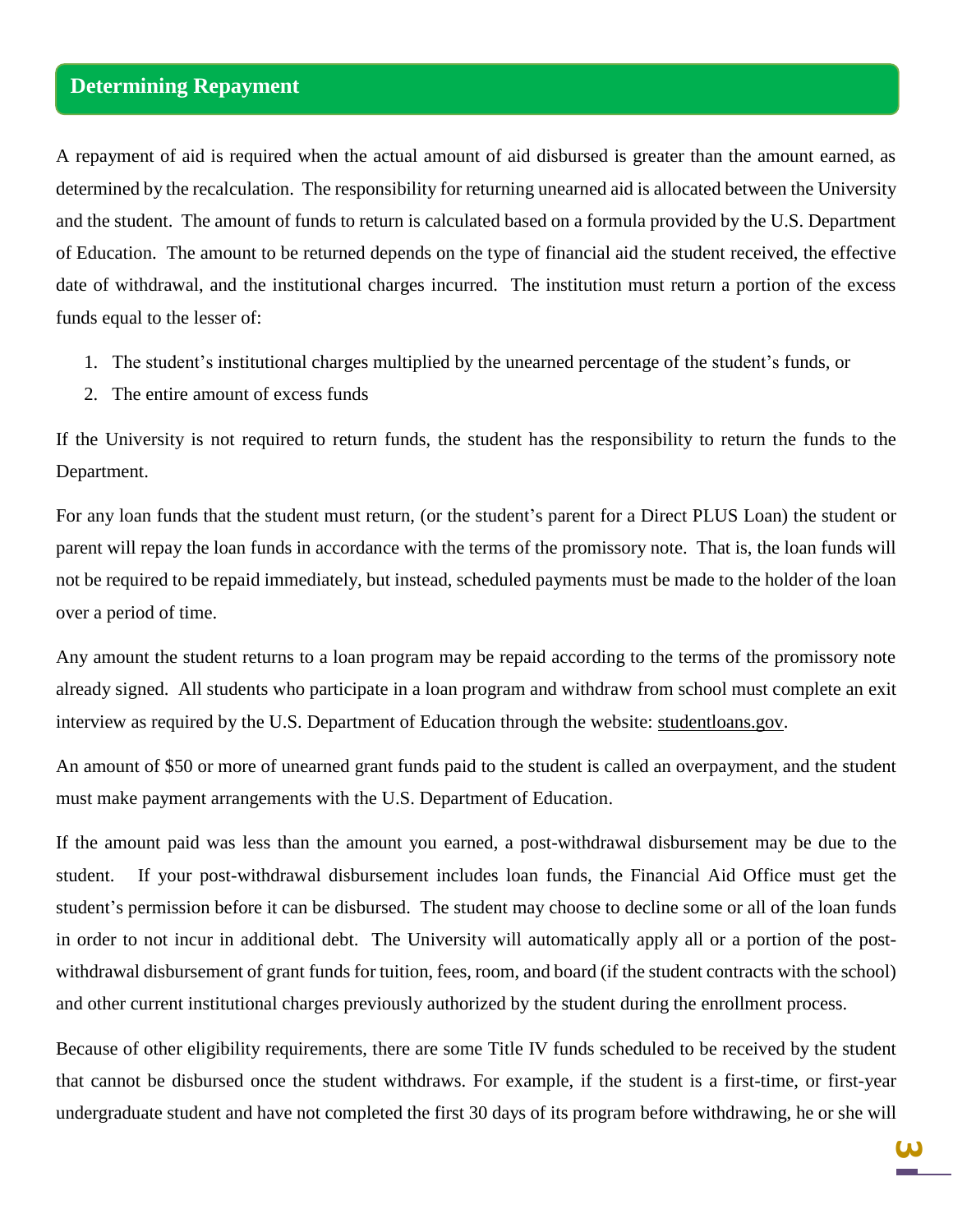## Determining Repayment

A repayment of aid is required when the actual amount of aid disbursed is greater than the amount earned, as determined by the recalculation. The responsibility for returning unearned aid is allocated between the University and the student. The amount of funds to return is calculated based on a formula provided by the U.S. Department of Education. The amount to be returned depends on the type of financial aid the student received, the effective date of withdrawal, and the institutional charges incurred. The institution must return a portion of the excess funds equal to the lesser of:

1. The student's institutional charges multiplied by the unearned percentage of the student's funds, or
2. The entire amount of excess funds

If the University is not required to return funds, the student has the responsibility to return the funds to the Department.

For any loan funds that the student must return, (or the student's parent for a Direct PLUS Loan) the student or parent will repay the loan funds in accordance with the terms of the promissory note. That is, the loan funds will not be required to be repaid immediately, but instead, scheduled payments must be made to the holder of the loan over a period of time.

Any amount the student returns to a loan program may be repaid according to the terms of the promissory note already signed. All students who participate in a loan program and withdraw from school must complete an exit interview as required by the U.S. Department of Education through the website: studentloans.gov.

An amount of $50 or more of unearned grant funds paid to the student is called an overpayment, and the student must make payment arrangements with the U.S. Department of Education.

If the amount paid was less than the amount you earned, a post-withdrawal disbursement may be due to the student. If your post-withdrawal disbursement includes loan funds, the Financial Aid Office must get the student's permission before it can be disbursed. The student may choose to decline some or all of the loan funds in order to not incur in additional debt. The University will automatically apply all or a portion of the post-withdrawal disbursement of grant funds for tuition, fees, room, and board (if the student contracts with the school) and other current institutional charges previously authorized by the student during the enrollment process.

Because of other eligibility requirements, there are some Title IV funds scheduled to be received by the student that cannot be disbursed once the student withdraws. For example, if the student is a first-time, or first-year undergraduate student and have not completed the first 30 days of its program before withdrawing, he or she will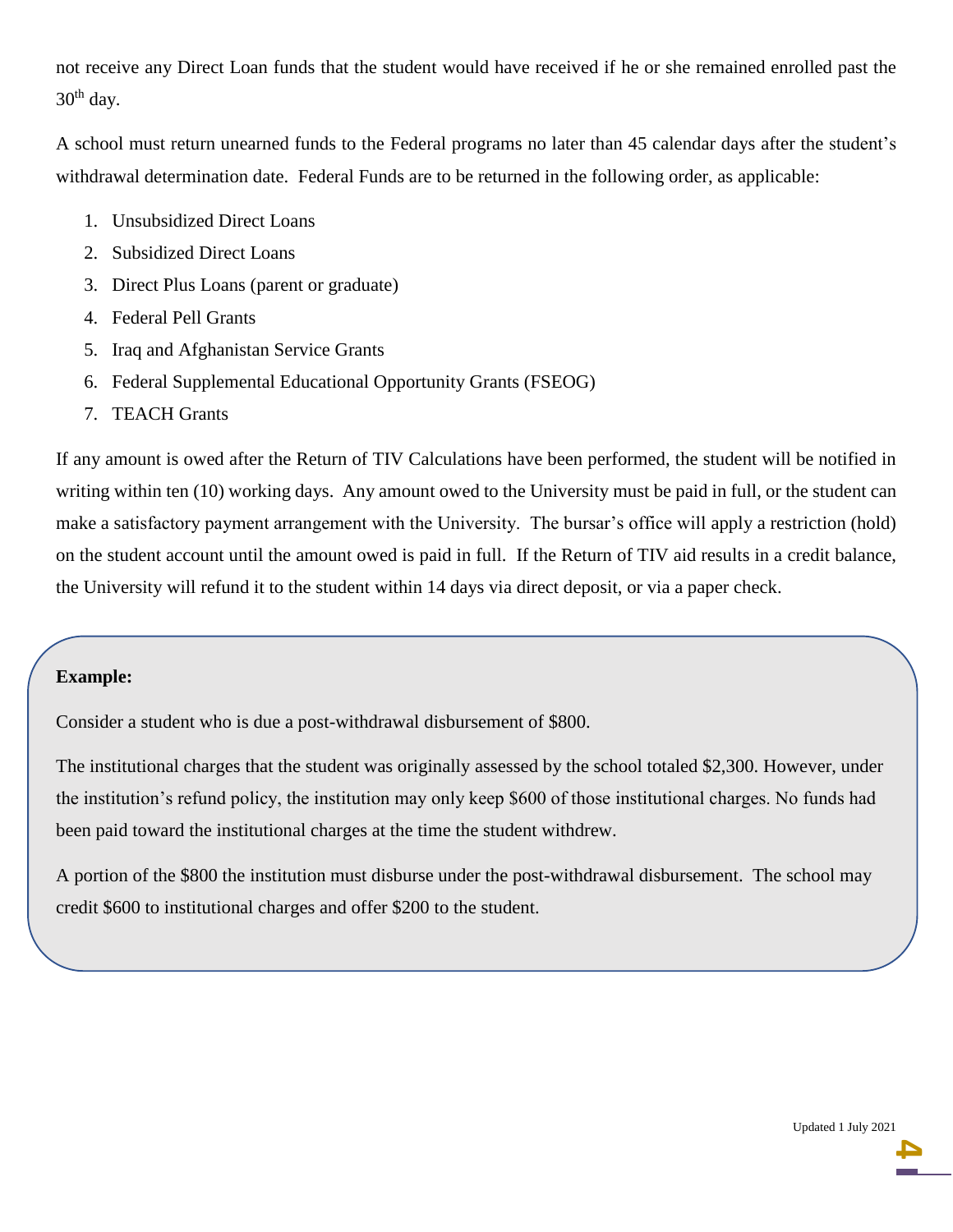not receive any Direct Loan funds that the student would have received if he or she remained enrolled past the 30th day.

A school must return unearned funds to the Federal programs no later than 45 calendar days after the student's withdrawal determination date. Federal Funds are to be returned in the following order, as applicable:

1. Unsubsidized Direct Loans
2. Subsidized Direct Loans
3. Direct Plus Loans (parent or graduate)
4. Federal Pell Grants
5. Iraq and Afghanistan Service Grants
6. Federal Supplemental Educational Opportunity Grants (FSEOG)
7. TEACH Grants

If any amount is owed after the Return of TIV Calculations have been performed, the student will be notified in writing within ten (10) working days. Any amount owed to the University must be paid in full, or the student can make a satisfactory payment arrangement with the University. The bursar's office will apply a restriction (hold) on the student account until the amount owed is paid in full. If the Return of TIV aid results in a credit balance, the University will refund it to the student within 14 days via direct deposit, or via a paper check.

**Example:**

Consider a student who is due a post-withdrawal disbursement of $800.

The institutional charges that the student was originally assessed by the school totaled $2,300. However, under the institution's refund policy, the institution may only keep $600 of those institutional charges. No funds had been paid toward the institutional charges at the time the student withdrew.

A portion of the $800 the institution must disburse under the post-withdrawal disbursement. The school may credit $600 to institutional charges and offer $200 to the student.

Updated 1 July 2021